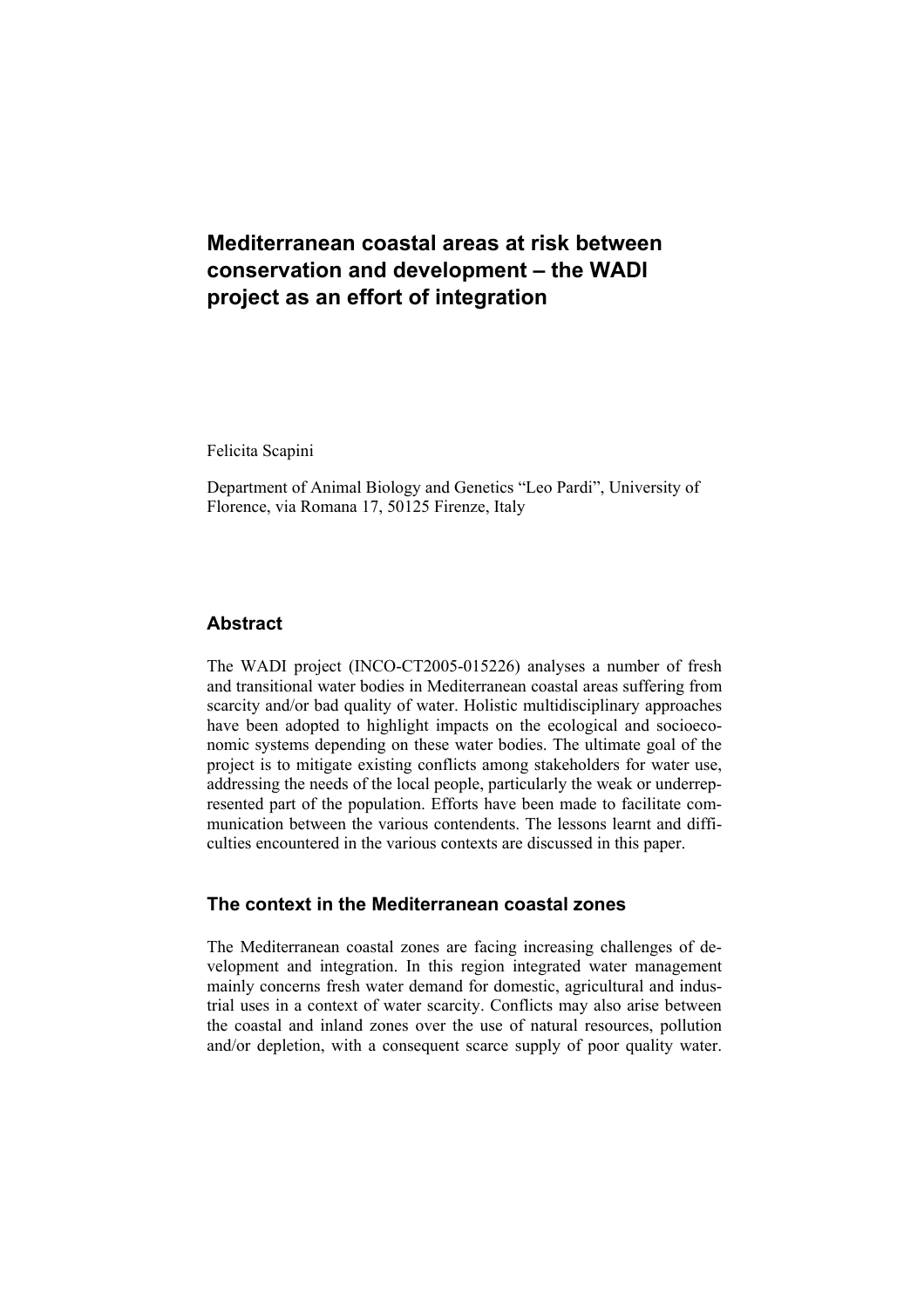# Mediterranean coastal areas at risk between conservation and development – the WADI project as an effort of integration

Felicita Scapini

Department of Animal Biology and Genetics "Leo Pardi", University of Florence, via Romana 17, 50125 Firenze, Italy

## Abstract

The WADI project (INCO-CT2005-015226) analyses a number of fresh and transitional water bodies in Mediterranean coastal areas suffering from scarcity and/or bad quality of water. Holistic multidisciplinary approaches have been adopted to highlight impacts on the ecological and socioeconomic systems depending on these water bodies. The ultimate goal of the project is to mitigate existing conflicts among stakeholders for water use, addressing the needs of the local people, particularly the weak or underrepresented part of the population. Efforts have been made to facilitate communication between the various contendents. The lessons learnt and difficulties encountered in the various contexts are discussed in this paper.

## The context in the Mediterranean coastal zones

The Mediterranean coastal zones are facing increasing challenges of development and integration. In this region integrated water management mainly concerns fresh water demand for domestic, agricultural and industrial uses in a context of water scarcity. Conflicts may also arise between the coastal and inland zones over the use of natural resources, pollution and/or depletion, with a consequent scarce supply of poor quality water.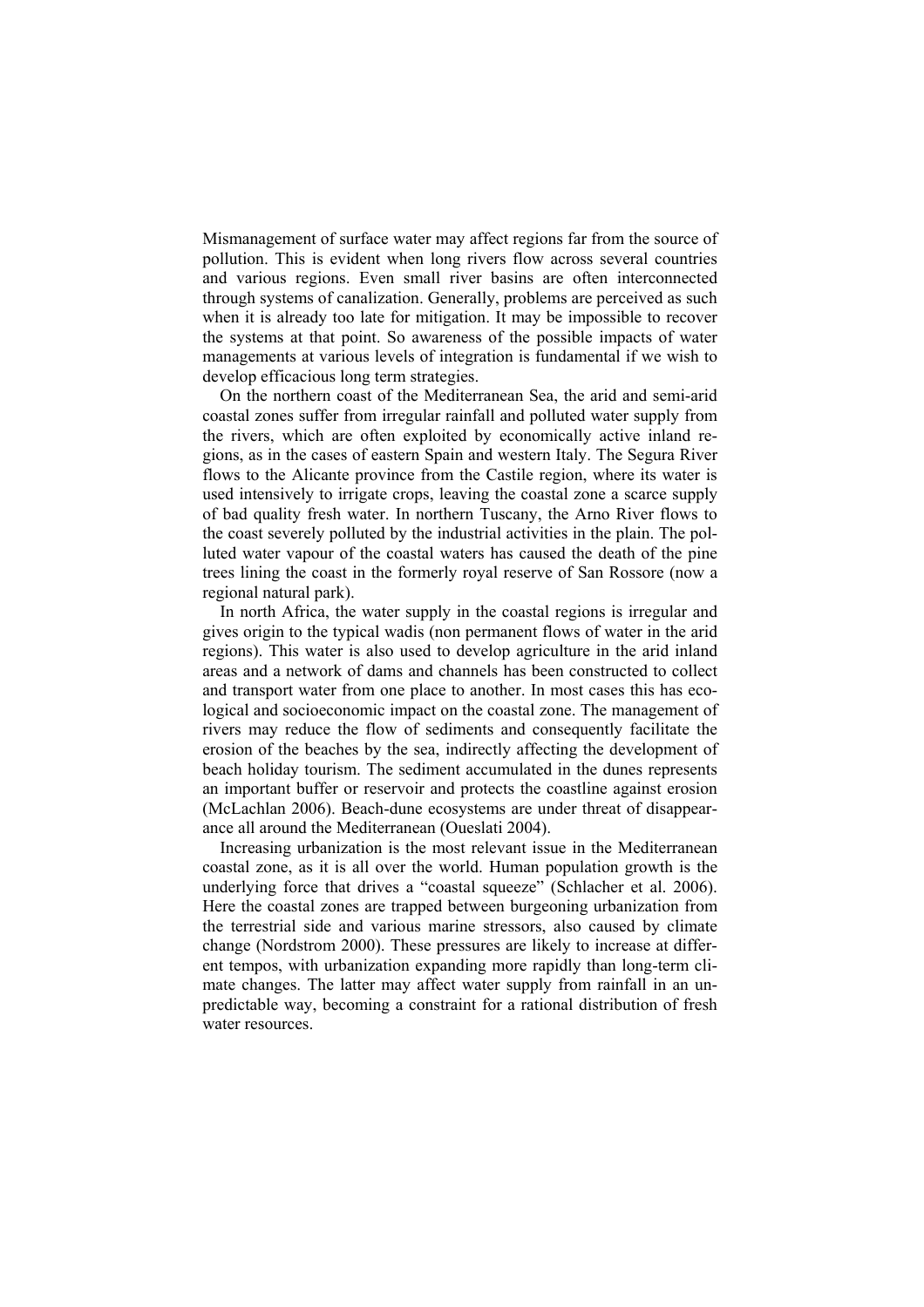Mismanagement of surface water may affect regions far from the source of pollution. This is evident when long rivers flow across several countries and various regions. Even small river basins are often interconnected through systems of canalization. Generally, problems are perceived as such when it is already too late for mitigation. It may be impossible to recover the systems at that point. So awareness of the possible impacts of water managements at various levels of integration is fundamental if we wish to develop efficacious long term strategies.

On the northern coast of the Mediterranean Sea, the arid and semi-arid coastal zones suffer from irregular rainfall and polluted water supply from the rivers, which are often exploited by economically active inland regions, as in the cases of eastern Spain and western Italy. The Segura River flows to the Alicante province from the Castile region, where its water is used intensively to irrigate crops, leaving the coastal zone a scarce supply of bad quality fresh water. In northern Tuscany, the Arno River flows to the coast severely polluted by the industrial activities in the plain. The polluted water vapour of the coastal waters has caused the death of the pine trees lining the coast in the formerly royal reserve of San Rossore (now a regional natural park).

In north Africa, the water supply in the coastal regions is irregular and gives origin to the typical wadis (non permanent flows of water in the arid regions). This water is also used to develop agriculture in the arid inland areas and a network of dams and channels has been constructed to collect and transport water from one place to another. In most cases this has ecological and socioeconomic impact on the coastal zone. The management of rivers may reduce the flow of sediments and consequently facilitate the erosion of the beaches by the sea, indirectly affecting the development of beach holiday tourism. The sediment accumulated in the dunes represents an important buffer or reservoir and protects the coastline against erosion (McLachlan 2006). Beach-dune ecosystems are under threat of disappearance all around the Mediterranean (Oueslati 2004).

Increasing urbanization is the most relevant issue in the Mediterranean coastal zone, as it is all over the world. Human population growth is the underlying force that drives a "coastal squeeze" (Schlacher et al. 2006). Here the coastal zones are trapped between burgeoning urbanization from the terrestrial side and various marine stressors, also caused by climate change (Nordstrom 2000). These pressures are likely to increase at different tempos, with urbanization expanding more rapidly than long-term climate changes. The latter may affect water supply from rainfall in an unpredictable way, becoming a constraint for a rational distribution of fresh water resources.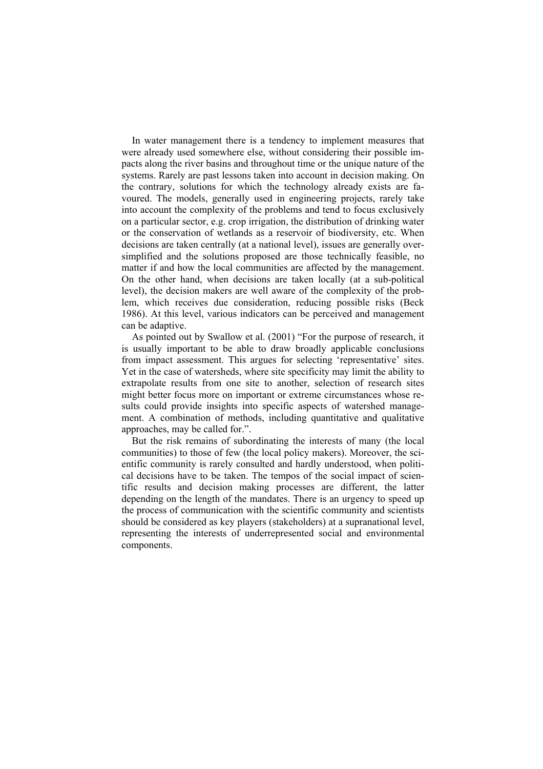In water management there is a tendency to implement measures that were already used somewhere else, without considering their possible impacts along the river basins and throughout time or the unique nature of the systems. Rarely are past lessons taken into account in decision making. On the contrary, solutions for which the technology already exists are favoured. The models, generally used in engineering projects, rarely take into account the complexity of the problems and tend to focus exclusively on a particular sector, e.g. crop irrigation, the distribution of drinking water or the conservation of wetlands as a reservoir of biodiversity, etc. When decisions are taken centrally (at a national level), issues are generally oversimplified and the solutions proposed are those technically feasible, no matter if and how the local communities are affected by the management. On the other hand, when decisions are taken locally (at a sub-political level), the decision makers are well aware of the complexity of the problem, which receives due consideration, reducing possible risks (Beck 1986). At this level, various indicators can be perceived and management can be adaptive.

As pointed out by Swallow et al. (2001) "For the purpose of research, it is usually important to be able to draw broadly applicable conclusions from impact assessment. This argues for selecting 'representative' sites. Yet in the case of watersheds, where site specificity may limit the ability to extrapolate results from one site to another, selection of research sites might better focus more on important or extreme circumstances whose results could provide insights into specific aspects of watershed management. A combination of methods, including quantitative and qualitative approaches, may be called for.".

But the risk remains of subordinating the interests of many (the local communities) to those of few (the local policy makers). Moreover, the scientific community is rarely consulted and hardly understood, when political decisions have to be taken. The tempos of the social impact of scientific results and decision making processes are different, the latter depending on the length of the mandates. There is an urgency to speed up the process of communication with the scientific community and scientists should be considered as key players (stakeholders) at a supranational level, representing the interests of underrepresented social and environmental components.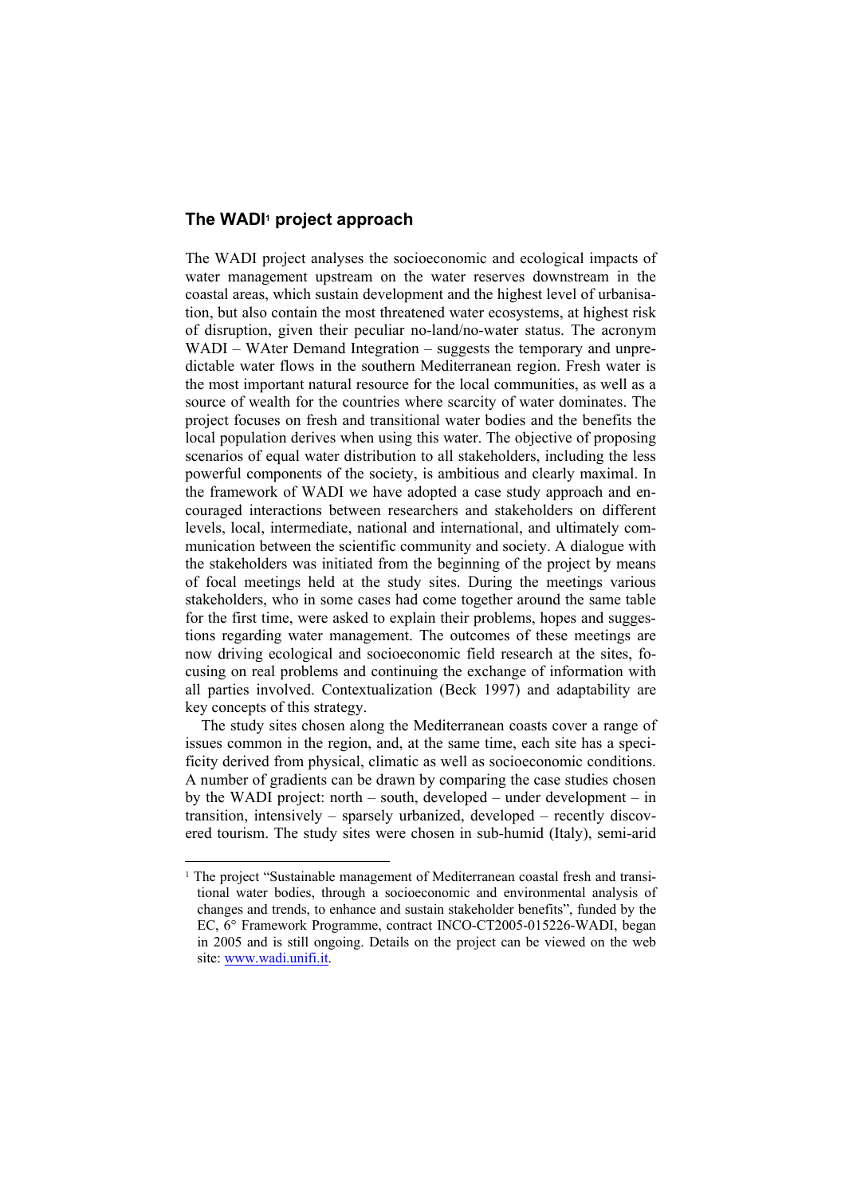## The WADI[1] project approach

The WADI project analyses the socioeconomic and ecological impacts of water management upstream on the water reserves downstream in the coastal areas, which sustain development and the highest level of urbanisation, but also contain the most threatened water ecosystems, at highest risk of disruption, given their peculiar no-land/no-water status. The acronym WADI – WAter Demand Integration – suggests the temporary and unpredictable water flows in the southern Mediterranean region. Fresh water is the most important natural resource for the local communities, as well as a source of wealth for the countries where scarcity of water dominates. The project focuses on fresh and transitional water bodies and the benefits the local population derives when using this water. The objective of proposing scenarios of equal water distribution to all stakeholders, including the less powerful components of the society, is ambitious and clearly maximal. In the framework of WADI we have adopted a case study approach and encouraged interactions between researchers and stakeholders on different levels, local, intermediate, national and international, and ultimately communication between the scientific community and society. A dialogue with the stakeholders was initiated from the beginning of the project by means of focal meetings held at the study sites. During the meetings various stakeholders, who in some cases had come together around the same table for the first time, were asked to explain their problems, hopes and suggestions regarding water management. The outcomes of these meetings are now driving ecological and socioeconomic field research at the sites, focusing on real problems and continuing the exchange of information with all parties involved. Contextualization (Beck 1997) and adaptability are key concepts of this strategy.

The study sites chosen along the Mediterranean coasts cover a range of issues common in the region, and, at the same time, each site has a specificity derived from physical, climatic as well as socioeconomic conditions. A number of gradients can be drawn by comparing the case studies chosen by the WADI project: north – south, developed – under development – in transition, intensively – sparsely urbanized, developed – recently discovered tourism. The study sites were chosen in sub-humid (Italy), semi-arid

[1] The project "Sustainable management of Mediterranean coastal fresh and transitional water bodies, through a socioeconomic and environmental analysis of changes and trends, to enhance and sustain stakeholder benefits", funded by the EC, 6° Framework Programme, contract INCO-CT2005-015226-WADI, began in 2005 and is still ongoing. Details on the project can be viewed on the web site: www.wadi.unifi.it.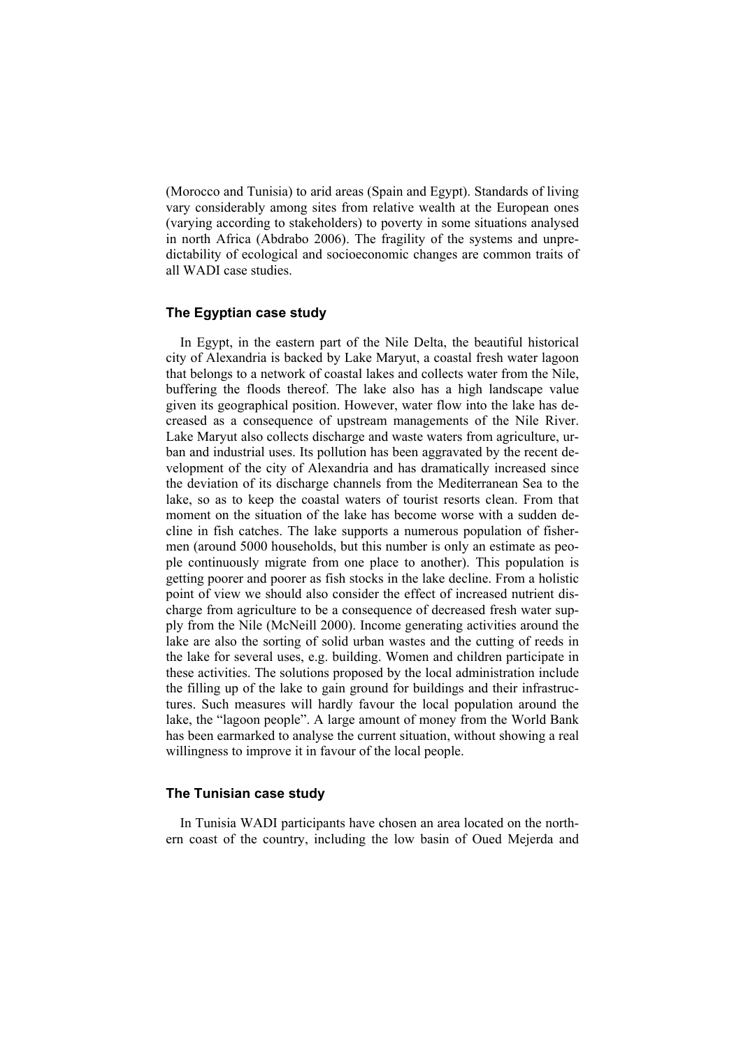(Morocco and Tunisia) to arid areas (Spain and Egypt). Standards of living vary considerably among sites from relative wealth at the European ones (varying according to stakeholders) to poverty in some situations analysed in north Africa (Abdrabo 2006). The fragility of the systems and unpredictability of ecological and socioeconomic changes are common traits of all WADI case studies.

### The Egyptian case study

In Egypt, in the eastern part of the Nile Delta, the beautiful historical city of Alexandria is backed by Lake Maryut, a coastal fresh water lagoon that belongs to a network of coastal lakes and collects water from the Nile, buffering the floods thereof. The lake also has a high landscape value given its geographical position. However, water flow into the lake has decreased as a consequence of upstream managements of the Nile River. Lake Maryut also collects discharge and waste waters from agriculture, urban and industrial uses. Its pollution has been aggravated by the recent development of the city of Alexandria and has dramatically increased since the deviation of its discharge channels from the Mediterranean Sea to the lake, so as to keep the coastal waters of tourist resorts clean. From that moment on the situation of the lake has become worse with a sudden decline in fish catches. The lake supports a numerous population of fishermen (around 5000 households, but this number is only an estimate as people continuously migrate from one place to another). This population is getting poorer and poorer as fish stocks in the lake decline. From a holistic point of view we should also consider the effect of increased nutrient discharge from agriculture to be a consequence of decreased fresh water supply from the Nile (McNeill 2000). Income generating activities around the lake are also the sorting of solid urban wastes and the cutting of reeds in the lake for several uses, e.g. building. Women and children participate in these activities. The solutions proposed by the local administration include the filling up of the lake to gain ground for buildings and their infrastructures. Such measures will hardly favour the local population around the lake, the "lagoon people". A large amount of money from the World Bank has been earmarked to analyse the current situation, without showing a real willingness to improve it in favour of the local people.

### The Tunisian case study

In Tunisia WADI participants have chosen an area located on the northern coast of the country, including the low basin of Oued Mejerda and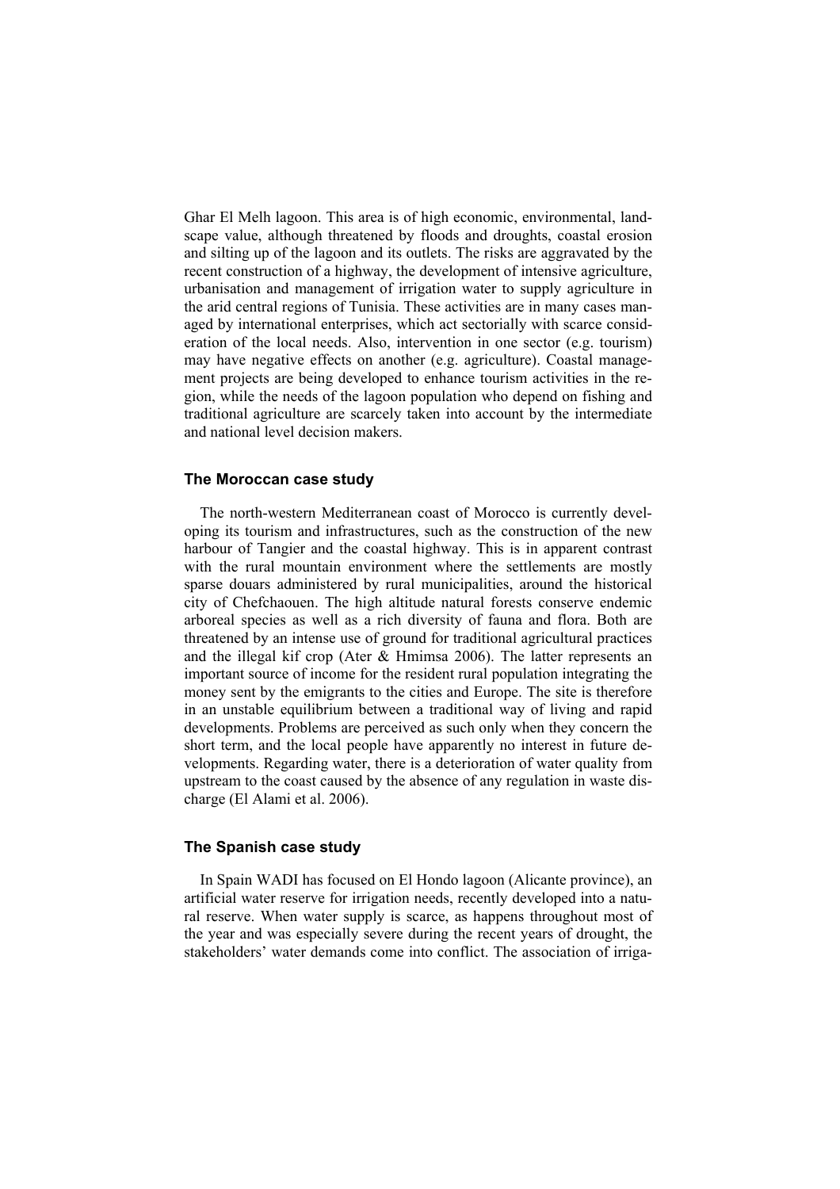Ghar El Melh lagoon. This area is of high economic, environmental, landscape value, although threatened by floods and droughts, coastal erosion and silting up of the lagoon and its outlets. The risks are aggravated by the recent construction of a highway, the development of intensive agriculture, urbanisation and management of irrigation water to supply agriculture in the arid central regions of Tunisia. These activities are in many cases managed by international enterprises, which act sectorially with scarce consideration of the local needs. Also, intervention in one sector (e.g. tourism) may have negative effects on another (e.g. agriculture). Coastal management projects are being developed to enhance tourism activities in the region, while the needs of the lagoon population who depend on fishing and traditional agriculture are scarcely taken into account by the intermediate and national level decision makers.

### The Moroccan case study

The north-western Mediterranean coast of Morocco is currently developing its tourism and infrastructures, such as the construction of the new harbour of Tangier and the coastal highway. This is in apparent contrast with the rural mountain environment where the settlements are mostly sparse douars administered by rural municipalities, around the historical city of Chefchaouen. The high altitude natural forests conserve endemic arboreal species as well as a rich diversity of fauna and flora. Both are threatened by an intense use of ground for traditional agricultural practices and the illegal kif crop (Ater & Hmimsa 2006). The latter represents an important source of income for the resident rural population integrating the money sent by the emigrants to the cities and Europe. The site is therefore in an unstable equilibrium between a traditional way of living and rapid developments. Problems are perceived as such only when they concern the short term, and the local people have apparently no interest in future developments. Regarding water, there is a deterioration of water quality from upstream to the coast caused by the absence of any regulation in waste discharge (El Alami et al. 2006).

### The Spanish case study

In Spain WADI has focused on El Hondo lagoon (Alicante province), an artificial water reserve for irrigation needs, recently developed into a natural reserve. When water supply is scarce, as happens throughout most of the year and was especially severe during the recent years of drought, the stakeholders' water demands come into conflict. The association of irriga-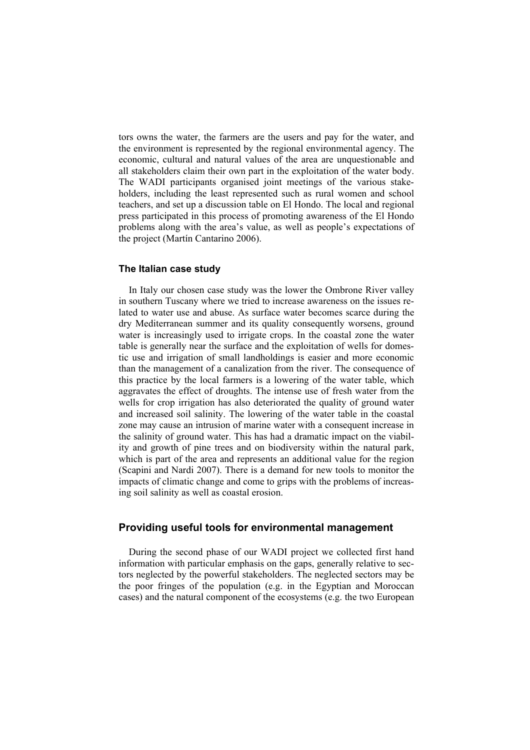tors owns the water, the farmers are the users and pay for the water, and the environment is represented by the regional environmental agency. The economic, cultural and natural values of the area are unquestionable and all stakeholders claim their own part in the exploitation of the water body. The WADI participants organised joint meetings of the various stakeholders, including the least represented such as rural women and school teachers, and set up a discussion table on El Hondo. The local and regional press participated in this process of promoting awareness of the El Hondo problems along with the area's value, as well as people's expectations of the project (Martín Cantarino 2006).

### The Italian case study

In Italy our chosen case study was the lower the Ombrone River valley in southern Tuscany where we tried to increase awareness on the issues related to water use and abuse. As surface water becomes scarce during the dry Mediterranean summer and its quality consequently worsens, ground water is increasingly used to irrigate crops. In the coastal zone the water table is generally near the surface and the exploitation of wells for domestic use and irrigation of small landholdings is easier and more economic than the management of a canalization from the river. The consequence of this practice by the local farmers is a lowering of the water table, which aggravates the effect of droughts. The intense use of fresh water from the wells for crop irrigation has also deteriorated the quality of ground water and increased soil salinity. The lowering of the water table in the coastal zone may cause an intrusion of marine water with a consequent increase in the salinity of ground water. This has had a dramatic impact on the viability and growth of pine trees and on biodiversity within the natural park, which is part of the area and represents an additional value for the region (Scapini and Nardi 2007). There is a demand for new tools to monitor the impacts of climatic change and come to grips with the problems of increasing soil salinity as well as coastal erosion.

## Providing useful tools for environmental management

During the second phase of our WADI project we collected first hand information with particular emphasis on the gaps, generally relative to sectors neglected by the powerful stakeholders. The neglected sectors may be the poor fringes of the population (e.g. in the Egyptian and Moroccan cases) and the natural component of the ecosystems (e.g. the two European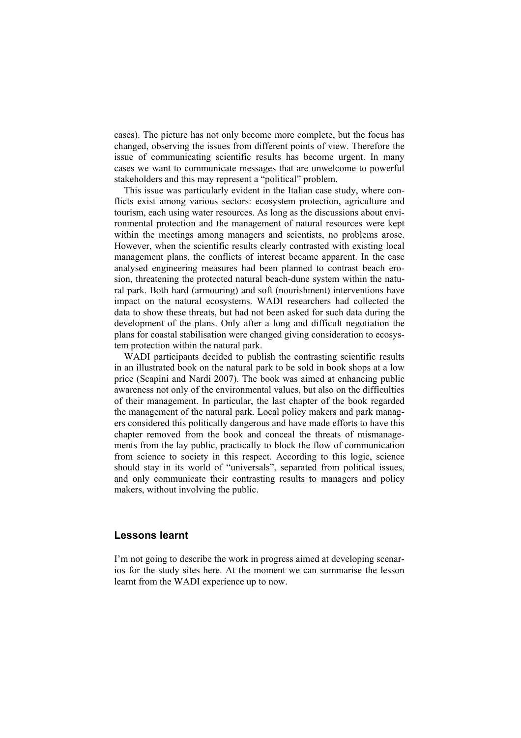cases). The picture has not only become more complete, but the focus has changed, observing the issues from different points of view. Therefore the issue of communicating scientific results has become urgent. In many cases we want to communicate messages that are unwelcome to powerful stakeholders and this may represent a "political" problem.

This issue was particularly evident in the Italian case study, where conflicts exist among various sectors: ecosystem protection, agriculture and tourism, each using water resources. As long as the discussions about environmental protection and the management of natural resources were kept within the meetings among managers and scientists, no problems arose. However, when the scientific results clearly contrasted with existing local management plans, the conflicts of interest became apparent. In the case analysed engineering measures had been planned to contrast beach erosion, threatening the protected natural beach-dune system within the natural park. Both hard (armouring) and soft (nourishment) interventions have impact on the natural ecosystems. WADI researchers had collected the data to show these threats, but had not been asked for such data during the development of the plans. Only after a long and difficult negotiation the plans for coastal stabilisation were changed giving consideration to ecosystem protection within the natural park.

WADI participants decided to publish the contrasting scientific results in an illustrated book on the natural park to be sold in book shops at a low price (Scapini and Nardi 2007). The book was aimed at enhancing public awareness not only of the environmental values, but also on the difficulties of their management. In particular, the last chapter of the book regarded the management of the natural park. Local policy makers and park managers considered this politically dangerous and have made efforts to have this chapter removed from the book and conceal the threats of mismanagements from the lay public, practically to block the flow of communication from science to society in this respect. According to this logic, science should stay in its world of "universals", separated from political issues, and only communicate their contrasting results to managers and policy makers, without involving the public.

## Lessons learnt

I'm not going to describe the work in progress aimed at developing scenarios for the study sites here. At the moment we can summarise the lesson learnt from the WADI experience up to now.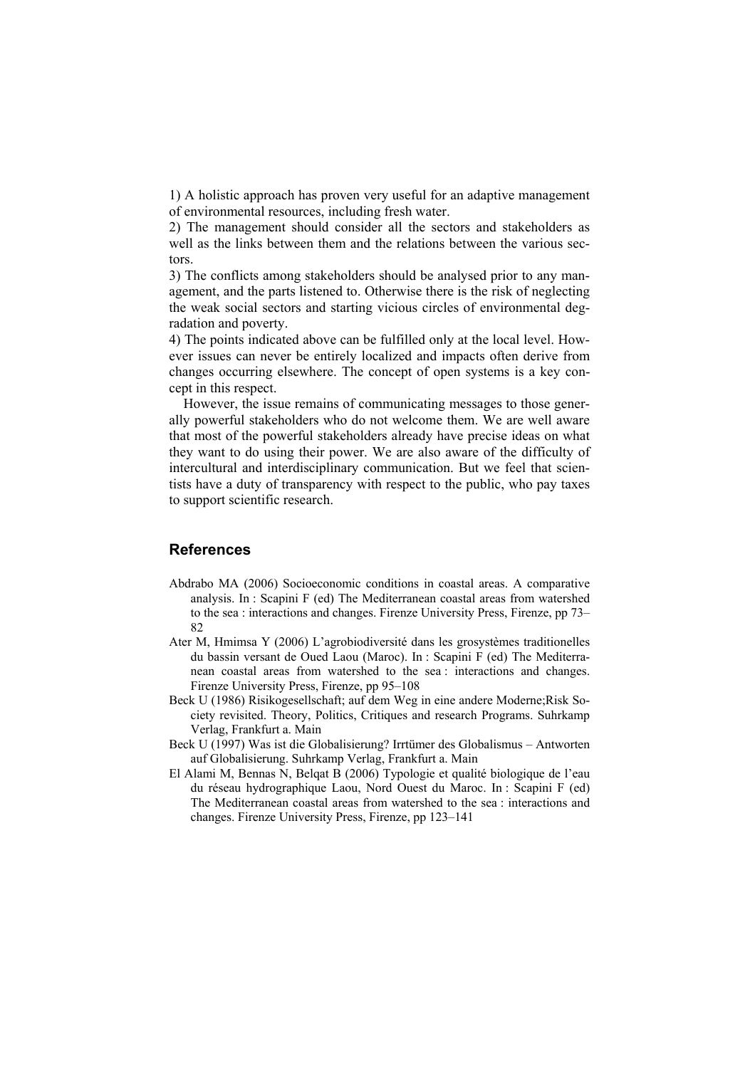1) A holistic approach has proven very useful for an adaptive management of environmental resources, including fresh water.

2) The management should consider all the sectors and stakeholders as well as the links between them and the relations between the various sectors.

3) The conflicts among stakeholders should be analysed prior to any management, and the parts listened to. Otherwise there is the risk of neglecting the weak social sectors and starting vicious circles of environmental degradation and poverty.

4) The points indicated above can be fulfilled only at the local level. However issues can never be entirely localized and impacts often derive from changes occurring elsewhere. The concept of open systems is a key concept in this respect.

However, the issue remains of communicating messages to those generally powerful stakeholders who do not welcome them. We are well aware that most of the powerful stakeholders already have precise ideas on what they want to do using their power. We are also aware of the difficulty of intercultural and interdisciplinary communication. But we feel that scientists have a duty of transparency with respect to the public, who pay taxes to support scientific research.

## References

Abdrabo MA (2006) Socioeconomic conditions in coastal areas. A comparative analysis. In : Scapini F (ed) The Mediterranean coastal areas from watershed to the sea : interactions and changes. Firenze University Press, Firenze, pp 73–82

Ater M, Hmimsa Y (2006) L'agrobiodiversité dans les grosystèmes traditionelles du bassin versant de Oued Laou (Maroc). In : Scapini F (ed) The Mediterranean coastal areas from watershed to the sea : interactions and changes. Firenze University Press, Firenze, pp 95–108

Beck U (1986) Risikogesellschaft; auf dem Weg in eine andere Moderne;Risk Society revisited. Theory, Politics, Critiques and research Programs. Suhrkamp Verlag, Frankfurt a. Main

Beck U (1997) Was ist die Globalisierung? Irrtümer des Globalismus – Antworten auf Globalisierung. Suhrkamp Verlag, Frankfurt a. Main

El Alami M, Bennas N, Belqat B (2006) Typologie et qualité biologique de l'eau du réseau hydrographique Laou, Nord Ouest du Maroc. In : Scapini F (ed) The Mediterranean coastal areas from watershed to the sea : interactions and changes. Firenze University Press, Firenze, pp 123–141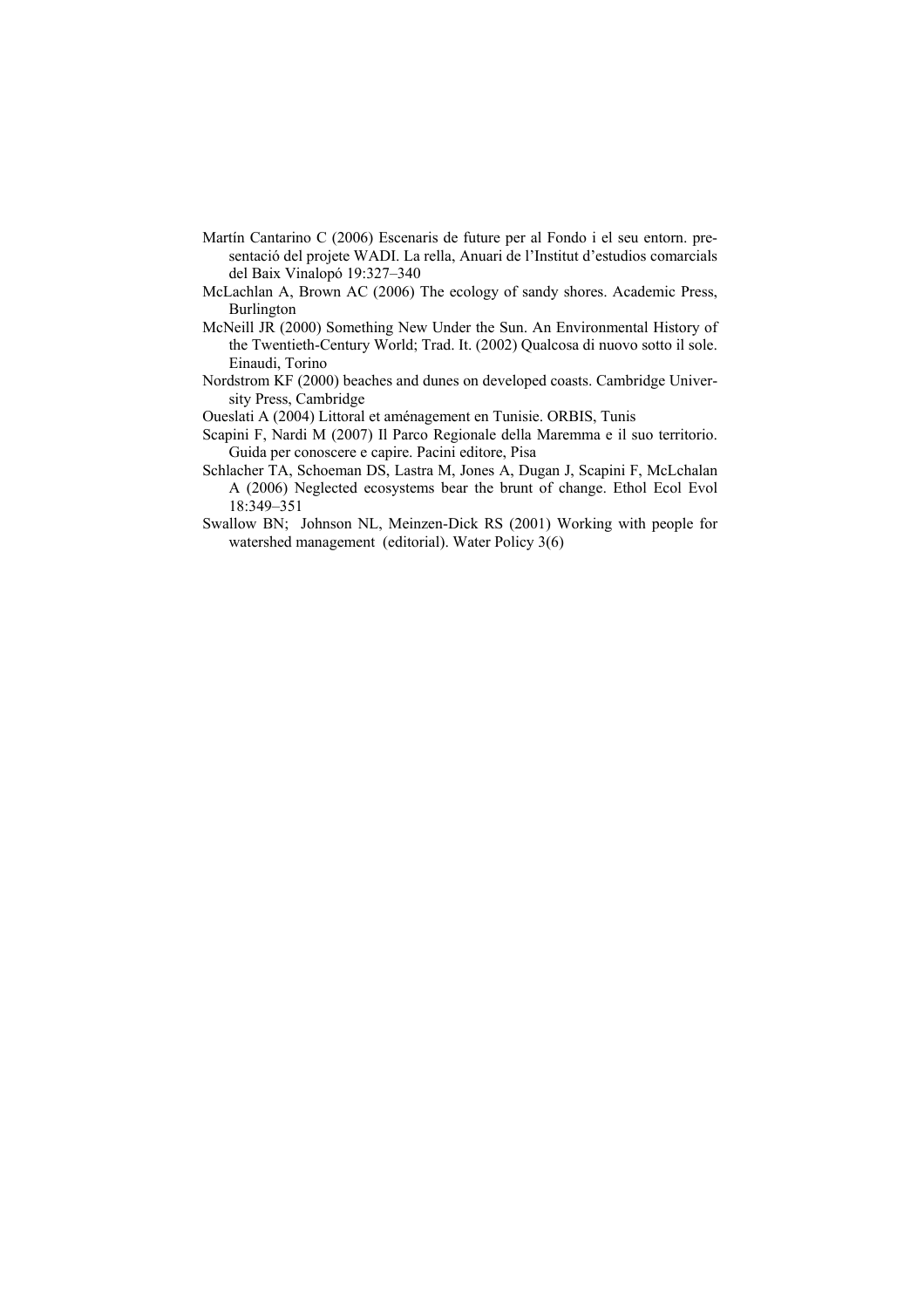Martín Cantarino C (2006) Escenaris de future per al Fondo i el seu entorn. presentació del projete WADI. La rella, Anuari de l'Institut d'estudios comarcials del Baix Vinalopó 19:327–340

McLachlan A, Brown AC (2006) The ecology of sandy shores. Academic Press, Burlington

McNeill JR (2000) Something New Under the Sun. An Environmental History of the Twentieth-Century World; Trad. It. (2002) Qualcosa di nuovo sotto il sole. Einaudi, Torino

Nordstrom KF (2000) beaches and dunes on developed coasts. Cambridge University Press, Cambridge

Oueslati A (2004) Littoral et aménagement en Tunisie. ORBIS, Tunis

Scapini F, Nardi M (2007) Il Parco Regionale della Maremma e il suo territorio. Guida per conoscere e capire. Pacini editore, Pisa

Schlacher TA, Schoeman DS, Lastra M, Jones A, Dugan J, Scapini F, McLchalan A (2006) Neglected ecosystems bear the brunt of change. Ethol Ecol Evol 18:349–351

Swallow BN; Johnson NL, Meinzen-Dick RS (2001) Working with people for watershed management (editorial). Water Policy 3(6)